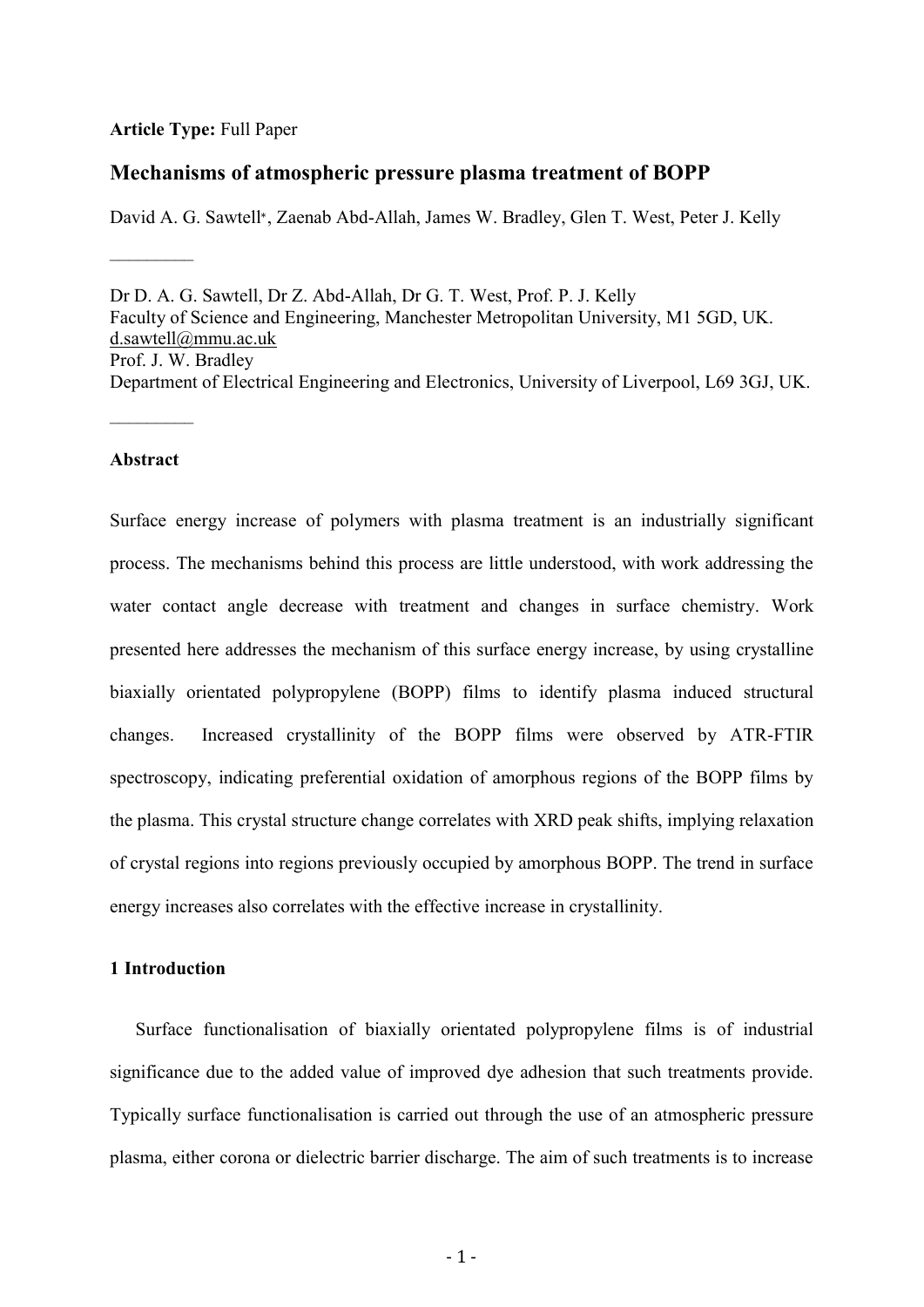**Article Type:** Full Paper

# Mechanisms of atmospheric pressure plasma treatment of BOPP

David A. G. Sawtell*, Zaenab Abd-Allah, James W. Bradley, Glen T. West, Peter J. Kelly

---

Dr D. A. G. Sawtell, Dr Z. Abd-Allah, Dr G. T. West, Prof. P. J. Kelly
Faculty of Science and Engineering, Manchester Metropolitan University, M1 5GD, UK.
d.sawtell@mmu.ac.uk
Prof. J. W. Bradley
Department of Electrical Engineering and Electronics, University of Liverpool, L69 3GJ, UK.

---

## Abstract

Surface energy increase of polymers with plasma treatment is an industrially significant process. The mechanisms behind this process are little understood, with work addressing the water contact angle decrease with treatment and changes in surface chemistry. Work presented here addresses the mechanism of this surface energy increase, by using crystalline biaxially orientated polypropylene (BOPP) films to identify plasma induced structural changes. Increased crystallinity of the BOPP films were observed by ATR-FTIR spectroscopy, indicating preferential oxidation of amorphous regions of the BOPP films by the plasma. This crystal structure change correlates with XRD peak shifts, implying relaxation of crystal regions into regions previously occupied by amorphous BOPP. The trend in surface energy increases also correlates with the effective increase in crystallinity.

## 1 Introduction

Surface functionalisation of biaxially orientated polypropylene films is of industrial significance due to the added value of improved dye adhesion that such treatments provide. Typically surface functionalisation is carried out through the use of an atmospheric pressure plasma, either corona or dielectric barrier discharge. The aim of such treatments is to increase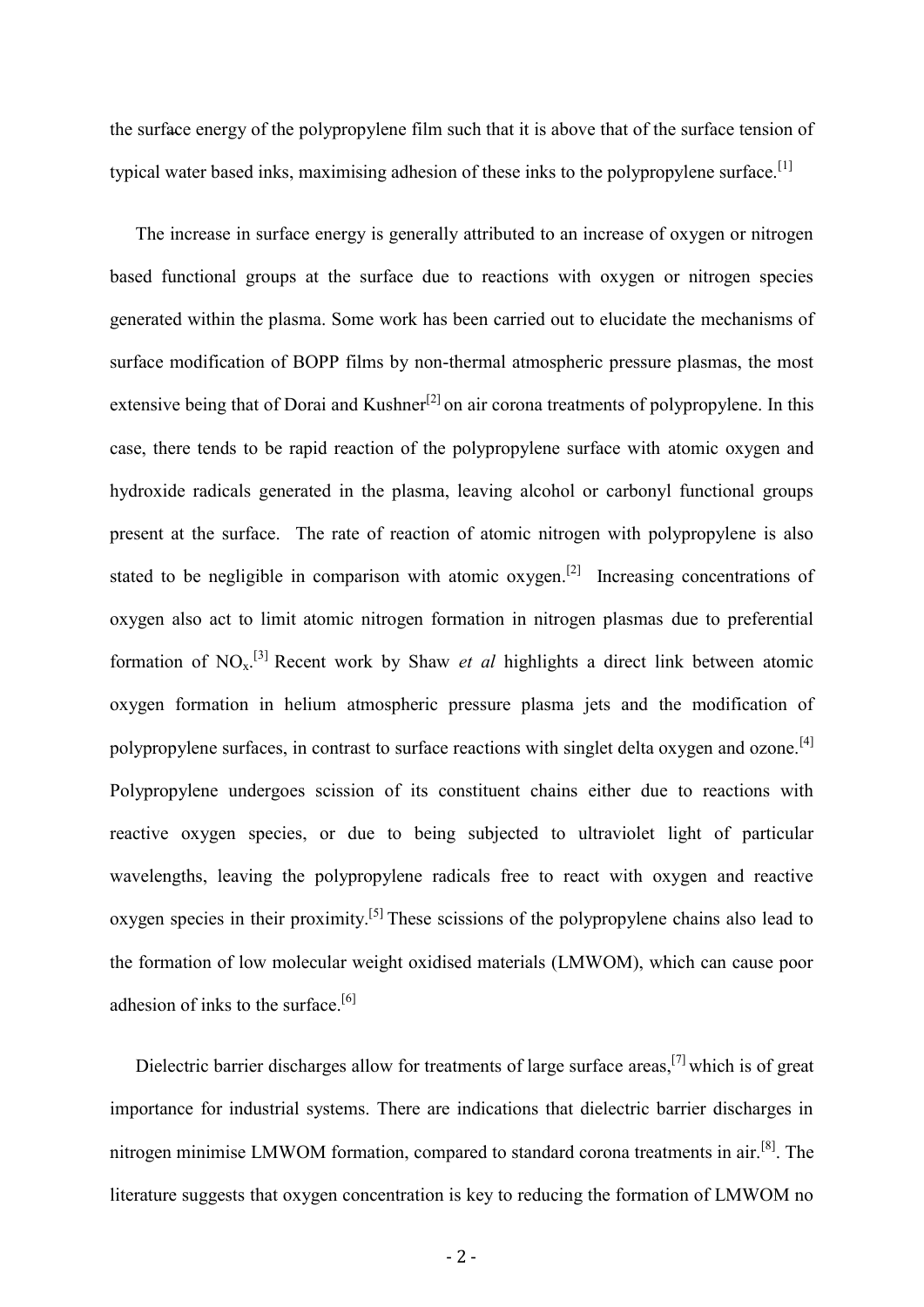the surface energy of the polypropylene film such that it is above that of the surface tension of typical water based inks, maximising adhesion of these inks to the polypropylene surface.[1]

The increase in surface energy is generally attributed to an increase of oxygen or nitrogen based functional groups at the surface due to reactions with oxygen or nitrogen species generated within the plasma. Some work has been carried out to elucidate the mechanisms of surface modification of BOPP films by non-thermal atmospheric pressure plasmas, the most extensive being that of Dorai and Kushner[2] on air corona treatments of polypropylene. In this case, there tends to be rapid reaction of the polypropylene surface with atomic oxygen and hydroxide radicals generated in the plasma, leaving alcohol or carbonyl functional groups present at the surface. The rate of reaction of atomic nitrogen with polypropylene is also stated to be negligible in comparison with atomic oxygen.[2] Increasing concentrations of oxygen also act to limit atomic nitrogen formation in nitrogen plasmas due to preferential formation of $NO_x$.[3] Recent work by Shaw *et al* highlights a direct link between atomic oxygen formation in helium atmospheric pressure plasma jets and the modification of polypropylene surfaces, in contrast to surface reactions with singlet delta oxygen and ozone.[4] Polypropylene undergoes scission of its constituent chains either due to reactions with reactive oxygen species, or due to being subjected to ultraviolet light of particular wavelengths, leaving the polypropylene radicals free to react with oxygen and reactive oxygen species in their proximity.[5] These scissions of the polypropylene chains also lead to the formation of low molecular weight oxidised materials (LMWOM), which can cause poor adhesion of inks to the surface.[6]

Dielectric barrier discharges allow for treatments of large surface areas,[7] which is of great importance for industrial systems. There are indications that dielectric barrier discharges in nitrogen minimise LMWOM formation, compared to standard corona treatments in air.[8]. The literature suggests that oxygen concentration is key to reducing the formation of LMWOM no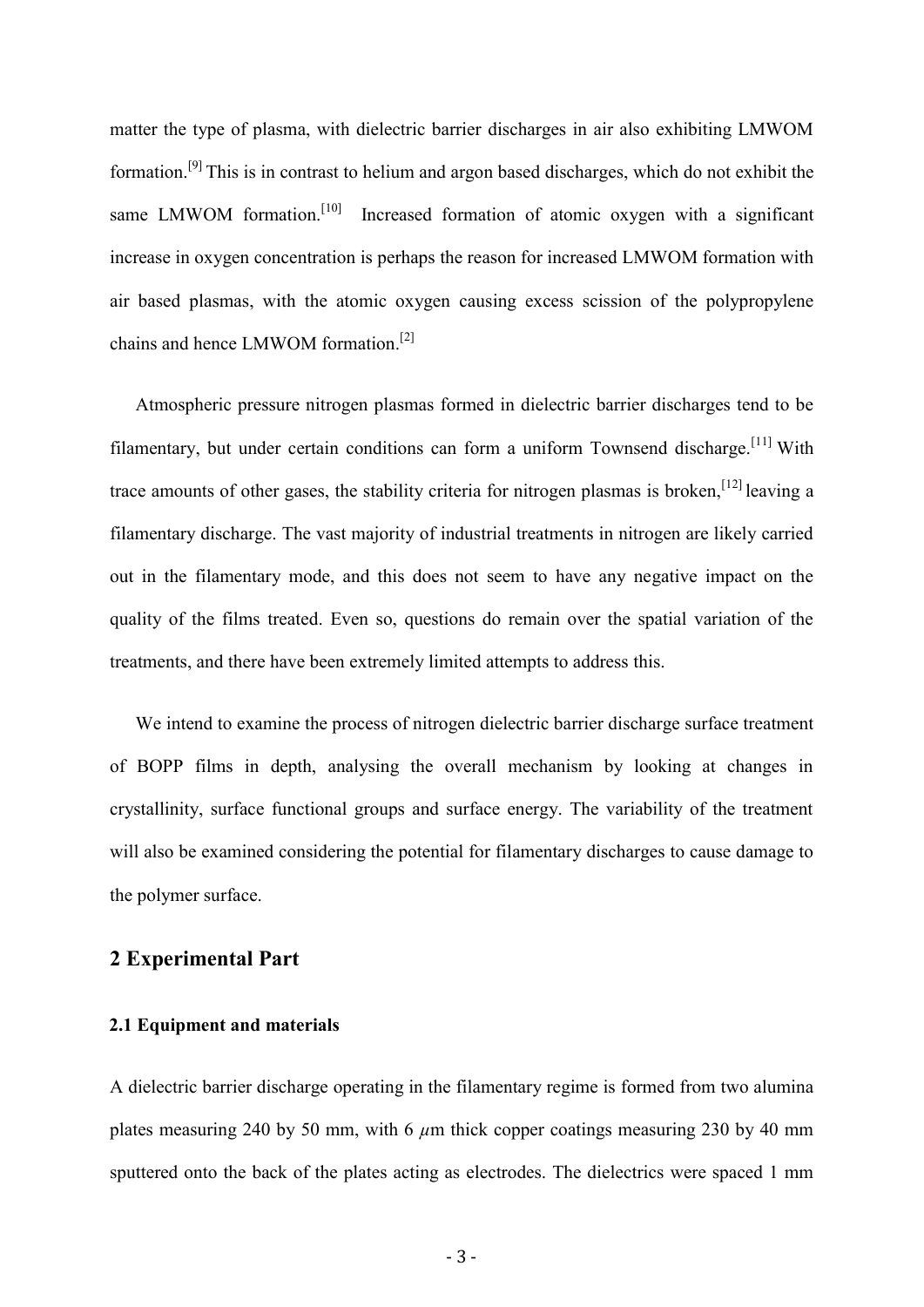matter the type of plasma, with dielectric barrier discharges in air also exhibiting LMWOM formation.[9] This is in contrast to helium and argon based discharges, which do not exhibit the same LMWOM formation.[10] Increased formation of atomic oxygen with a significant increase in oxygen concentration is perhaps the reason for increased LMWOM formation with air based plasmas, with the atomic oxygen causing excess scission of the polypropylene chains and hence LMWOM formation.[2]

Atmospheric pressure nitrogen plasmas formed in dielectric barrier discharges tend to be filamentary, but under certain conditions can form a uniform Townsend discharge.[11] With trace amounts of other gases, the stability criteria for nitrogen plasmas is broken,[12] leaving a filamentary discharge. The vast majority of industrial treatments in nitrogen are likely carried out in the filamentary mode, and this does not seem to have any negative impact on the quality of the films treated. Even so, questions do remain over the spatial variation of the treatments, and there have been extremely limited attempts to address this.

We intend to examine the process of nitrogen dielectric barrier discharge surface treatment of BOPP films in depth, analysing the overall mechanism by looking at changes in crystallinity, surface functional groups and surface energy. The variability of the treatment will also be examined considering the potential for filamentary discharges to cause damage to the polymer surface.

## 2 Experimental Part

### 2.1 Equipment and materials

A dielectric barrier discharge operating in the filamentary regime is formed from two alumina plates measuring 240 by 50 mm, with 6 $\mu$m thick copper coatings measuring 230 by 40 mm sputtered onto the back of the plates acting as electrodes. The dielectrics were spaced 1 mm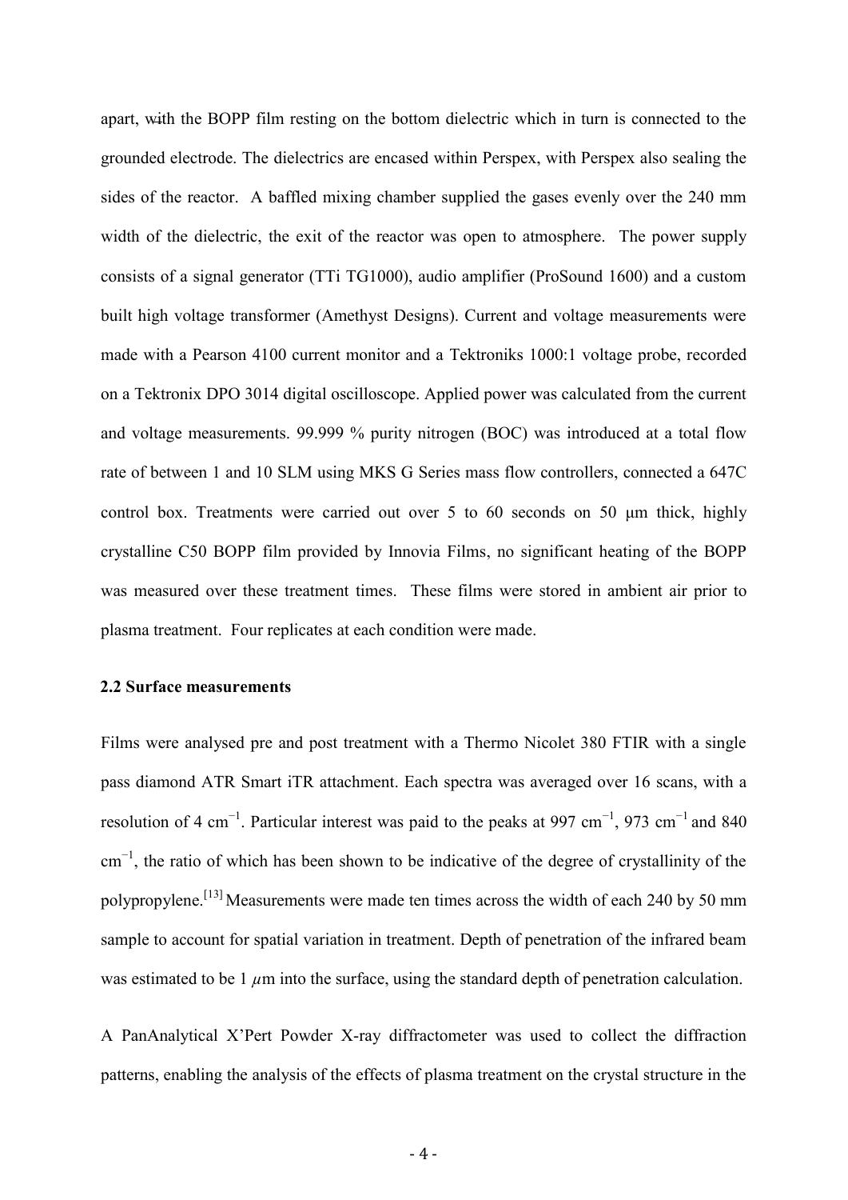apart, with the BOPP film resting on the bottom dielectric which in turn is connected to the grounded electrode. The dielectrics are encased within Perspex, with Perspex also sealing the sides of the reactor. A baffled mixing chamber supplied the gases evenly over the 240 mm width of the dielectric, the exit of the reactor was open to atmosphere. The power supply consists of a signal generator (TTi TG1000), audio amplifier (ProSound 1600) and a custom built high voltage transformer (Amethyst Designs). Current and voltage measurements were made with a Pearson 4100 current monitor and a Tektroniks 1000:1 voltage probe, recorded on a Tektronix DPO 3014 digital oscilloscope. Applied power was calculated from the current and voltage measurements. 99.999 % purity nitrogen (BOC) was introduced at a total flow rate of between 1 and 10 SLM using MKS G Series mass flow controllers, connected a 647C control box. Treatments were carried out over 5 to 60 seconds on 50 μm thick, highly crystalline C50 BOPP film provided by Innovia Films, no significant heating of the BOPP was measured over these treatment times. These films were stored in ambient air prior to plasma treatment. Four replicates at each condition were made.

### 2.2 Surface measurements

Films were analysed pre and post treatment with a Thermo Nicolet 380 FTIR with a single pass diamond ATR Smart iTR attachment. Each spectra was averaged over 16 scans, with a resolution of 4 $cm^{-1}$. Particular interest was paid to the peaks at 997 $cm^{-1}$, 973 $cm^{-1}$ and 840 $cm^{-1}$, the ratio of which has been shown to be indicative of the degree of crystallinity of the polypropylene.[13] Measurements were made ten times across the width of each 240 by 50 mm sample to account for spatial variation in treatment. Depth of penetration of the infrared beam was estimated to be 1 $\mu$m into the surface, using the standard depth of penetration calculation.

A PanAnalytical X'Pert Powder X-ray diffractometer was used to collect the diffraction patterns, enabling the analysis of the effects of plasma treatment on the crystal structure in the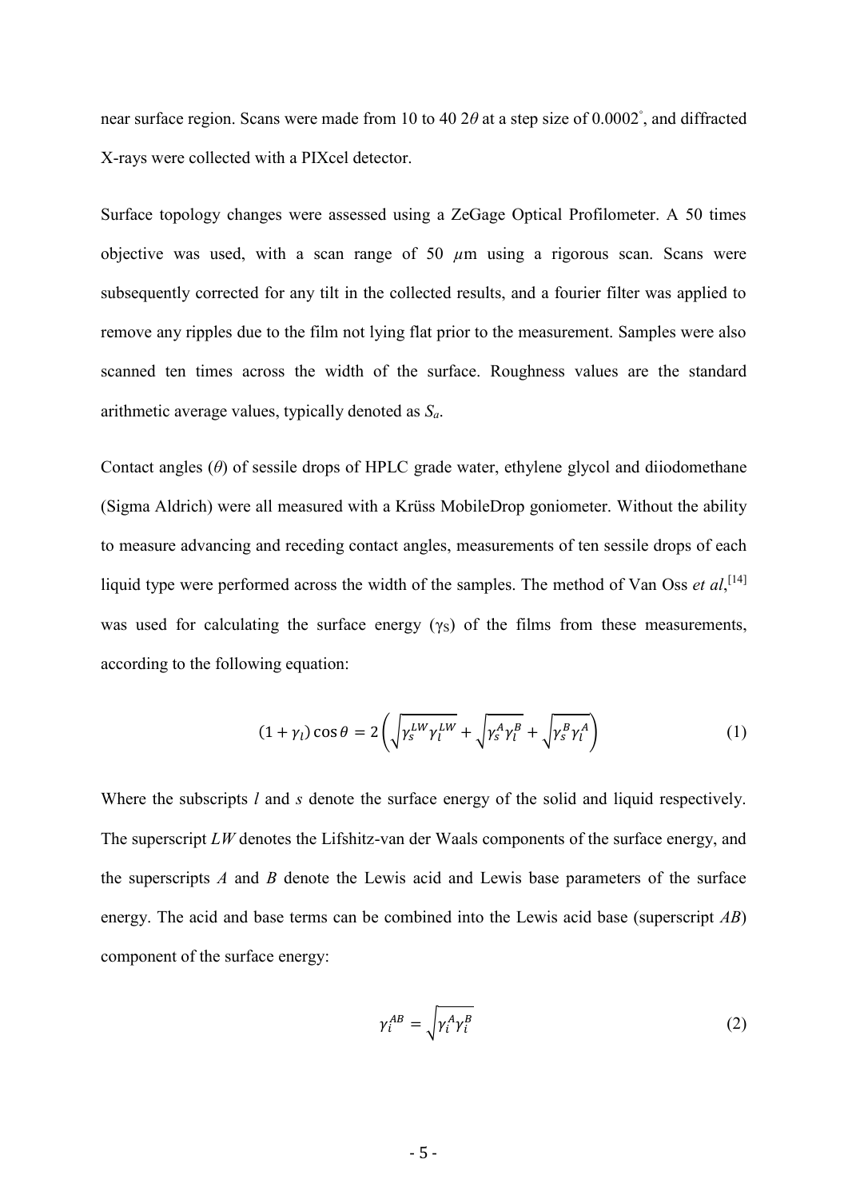near surface region. Scans were made from 10 to 40 $2\theta$ at a step size of 0.0002°, and diffracted X-rays were collected with a PIXcel detector.

Surface topology changes were assessed using a ZeGage Optical Profilometer. A 50 times objective was used, with a scan range of 50 $\mu$m using a rigorous scan. Scans were subsequently corrected for any tilt in the collected results, and a fourier filter was applied to remove any ripples due to the film not lying flat prior to the measurement. Samples were also scanned ten times across the width of the surface. Roughness values are the standard arithmetic average values, typically denoted as $S_a$.

Contact angles ($\theta$) of sessile drops of HPLC grade water, ethylene glycol and diiodomethane (Sigma Aldrich) were all measured with a Krüss MobileDrop goniometer. Without the ability to measure advancing and receding contact angles, measurements of ten sessile drops of each liquid type were performed across the width of the samples. The method of Van Oss *et al*,[14] was used for calculating the surface energy ($\gamma_S$) of the films from these measurements, according to the following equation:

$$(1+\gamma_l)\cos\theta = 2\left(\sqrt{\gamma_s^{LW}\gamma_l^{LW}} + \sqrt{\gamma_s^{A}\gamma_l^{B}} + \sqrt{\gamma_s^{B}\gamma_l^{A}}\right) \quad (1)$$

Where the subscripts *l* and *s* denote the surface energy of the solid and liquid respectively. The superscript *LW* denotes the Lifshitz-van der Waals components of the surface energy, and the superscripts *A* and *B* denote the Lewis acid and Lewis base parameters of the surface energy. The acid and base terms can be combined into the Lewis acid base (superscript *AB*) component of the surface energy:

$$\gamma_i^{AB} = \sqrt{\gamma_i^{A}\gamma_i^{B}} \quad (2)$$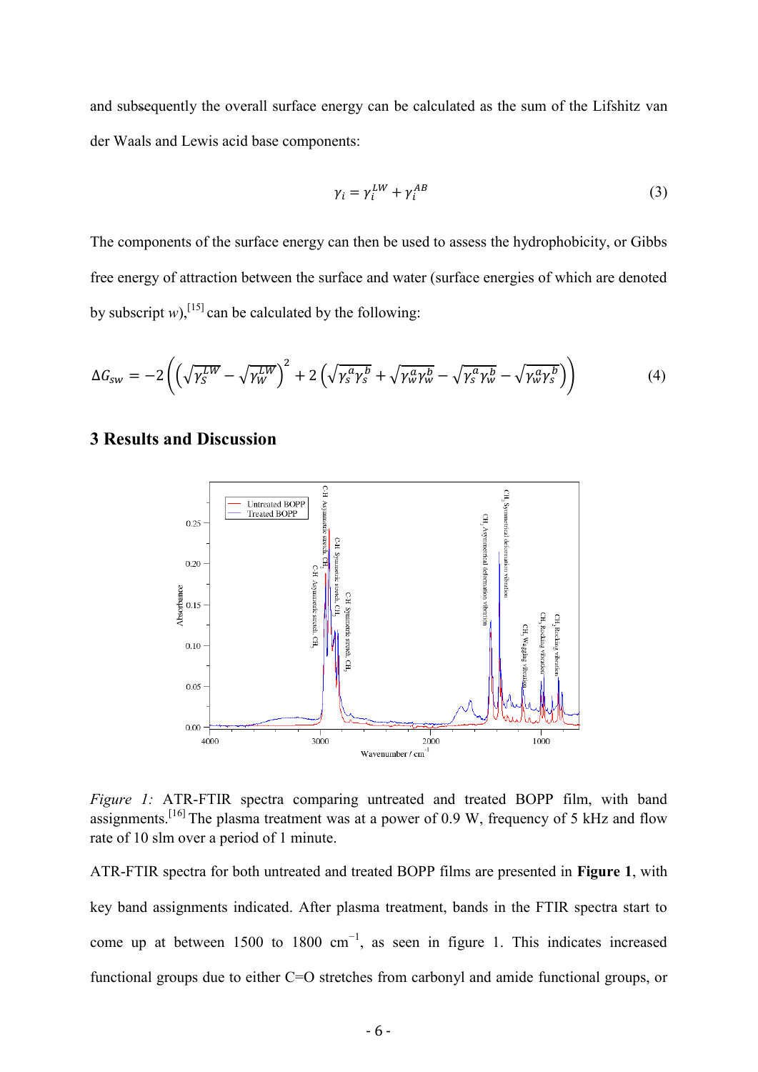and subsequently the overall surface energy can be calculated as the sum of the Lifshitz van der Waals and Lewis acid base components:

$$\gamma_i = \gamma_i^{LW} + \gamma_i^{AB} \tag{3}$$

The components of the surface energy can then be used to assess the hydrophobicity, or Gibbs free energy of attraction between the surface and water (surface energies of which are denoted by subscript $w$),[15] can be calculated by the following:

$$\Delta G_{sw} = -2\left(\left(\sqrt{\gamma_S^{LW}} - \sqrt{\gamma_W^{LW}}\right)^2 + 2\left(\sqrt{\gamma_s^a \gamma_s^b} + \sqrt{\gamma_w^a \gamma_w^b} - \sqrt{\gamma_s^a \gamma_w^b} - \sqrt{\gamma_w^a \gamma_s^b}\right)\right) \tag{4}$$

## 3 Results and Discussion

*Figure 1:* ATR-FTIR spectra comparing untreated and treated BOPP film, with band assignments.[16] The plasma treatment was at a power of 0.9 W, frequency of 5 kHz and flow rate of 10 slm over a period of 1 minute.

ATR-FTIR spectra for both untreated and treated BOPP films are presented in **Figure 1**, with key band assignments indicated. After plasma treatment, bands in the FTIR spectra start to come up at between 1500 to 1800 cm$^{-1}$, as seen in figure 1. This indicates increased functional groups due to either C=O stretches from carbonyl and amide functional groups, or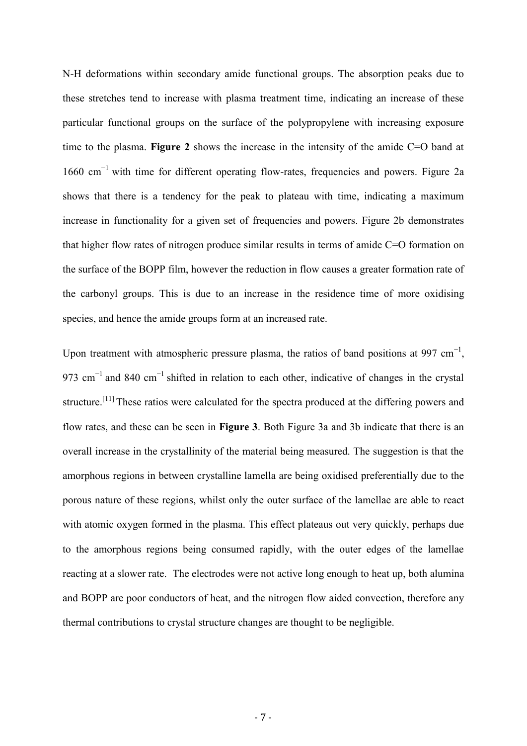N-H deformations within secondary amide functional groups. The absorption peaks due to these stretches tend to increase with plasma treatment time, indicating an increase of these particular functional groups on the surface of the polypropylene with increasing exposure time to the plasma. **Figure 2** shows the increase in the intensity of the amide C=O band at 1660 $cm^{-1}$ with time for different operating flow-rates, frequencies and powers. Figure 2a shows that there is a tendency for the peak to plateau with time, indicating a maximum increase in functionality for a given set of frequencies and powers. Figure 2b demonstrates that higher flow rates of nitrogen produce similar results in terms of amide C=O formation on the surface of the BOPP film, however the reduction in flow causes a greater formation rate of the carbonyl groups. This is due to an increase in the residence time of more oxidising species, and hence the amide groups form at an increased rate.

Upon treatment with atmospheric pressure plasma, the ratios of band positions at 997 $cm^{-1}$, 973 $cm^{-1}$ and 840 $cm^{-1}$ shifted in relation to each other, indicative of changes in the crystal structure.[11] These ratios were calculated for the spectra produced at the differing powers and flow rates, and these can be seen in **Figure 3**. Both Figure 3a and 3b indicate that there is an overall increase in the crystallinity of the material being measured. The suggestion is that the amorphous regions in between crystalline lamella are being oxidised preferentially due to the porous nature of these regions, whilst only the outer surface of the lamellae are able to react with atomic oxygen formed in the plasma. This effect plateaus out very quickly, perhaps due to the amorphous regions being consumed rapidly, with the outer edges of the lamellae reacting at a slower rate. The electrodes were not active long enough to heat up, both alumina and BOPP are poor conductors of heat, and the nitrogen flow aided convection, therefore any thermal contributions to crystal structure changes are thought to be negligible.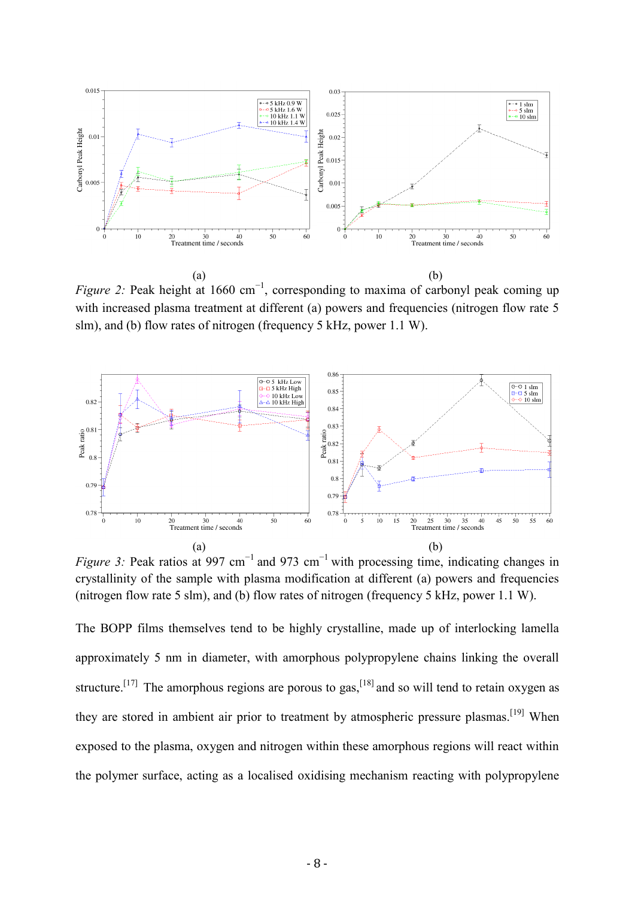(a) (b)

*Figure 2:* Peak height at 1660 cm$^{-1}$, corresponding to maxima of carbonyl peak coming up with increased plasma treatment at different (a) powers and frequencies (nitrogen flow rate 5 slm), and (b) flow rates of nitrogen (frequency 5 kHz, power 1.1 W).

(a) (b)

*Figure 3:* Peak ratios at 997 cm$^{-1}$ and 973 cm$^{-1}$ with processing time, indicating changes in crystallinity of the sample with plasma modification at different (a) powers and frequencies (nitrogen flow rate 5 slm), and (b) flow rates of nitrogen (frequency 5 kHz, power 1.1 W).

The BOPP films themselves tend to be highly crystalline, made up of interlocking lamella approximately 5 nm in diameter, with amorphous polypropylene chains linking the overall structure.[17] The amorphous regions are porous to gas,[18] and so will tend to retain oxygen as they are stored in ambient air prior to treatment by atmospheric pressure plasmas.[19] When exposed to the plasma, oxygen and nitrogen within these amorphous regions will react within the polymer surface, acting as a localised oxidising mechanism reacting with polypropylene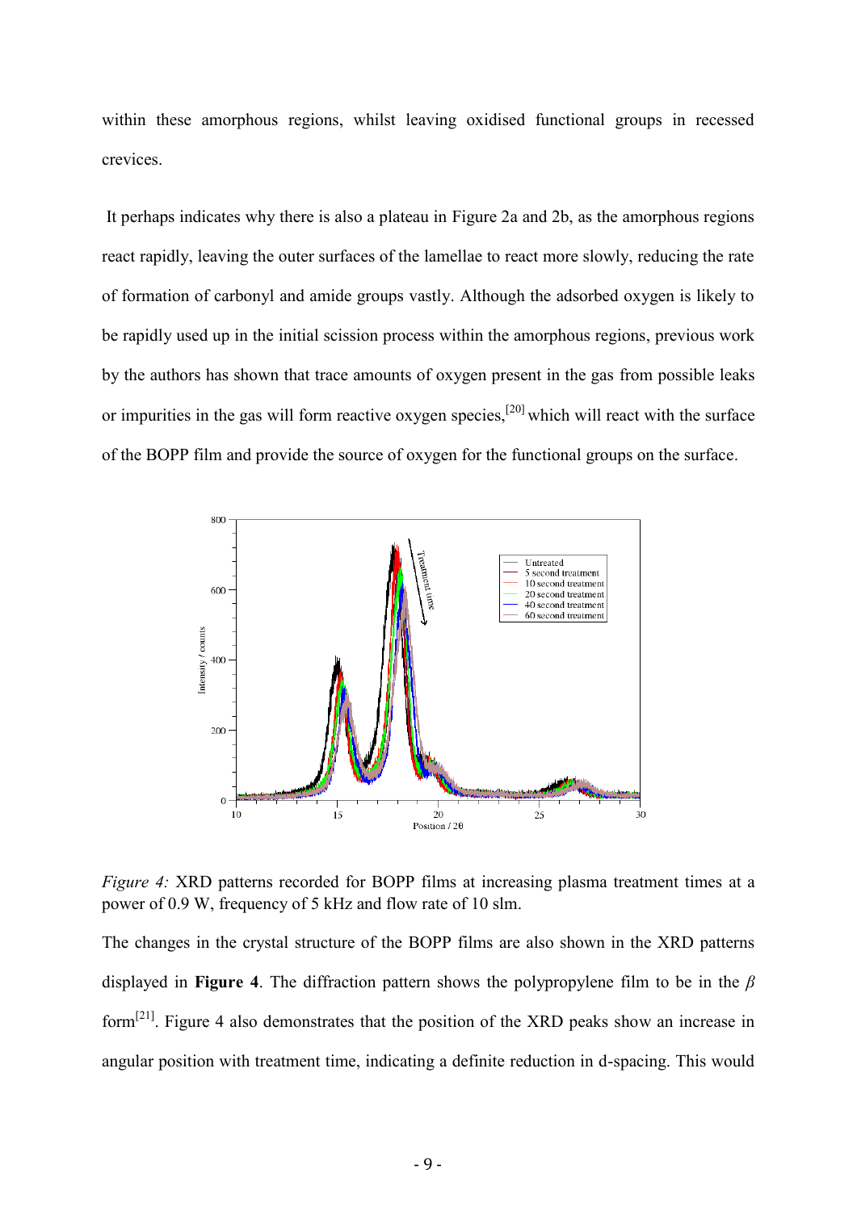within these amorphous regions, whilst leaving oxidised functional groups in recessed crevices.

It perhaps indicates why there is also a plateau in Figure 2a and 2b, as the amorphous regions react rapidly, leaving the outer surfaces of the lamellae to react more slowly, reducing the rate of formation of carbonyl and amide groups vastly. Although the adsorbed oxygen is likely to be rapidly used up in the initial scission process within the amorphous regions, previous work by the authors has shown that trace amounts of oxygen present in the gas from possible leaks or impurities in the gas will form reactive oxygen species,[20] which will react with the surface of the BOPP film and provide the source of oxygen for the functional groups on the surface.

*Figure 4:* XRD patterns recorded for BOPP films at increasing plasma treatment times at a power of 0.9 W, frequency of 5 kHz and flow rate of 10 slm.

The changes in the crystal structure of the BOPP films are also shown in the XRD patterns displayed in **Figure 4**. The diffraction pattern shows the polypropylene film to be in the $\beta$ form[21]. Figure 4 also demonstrates that the position of the XRD peaks show an increase in angular position with treatment time, indicating a definite reduction in d-spacing. This would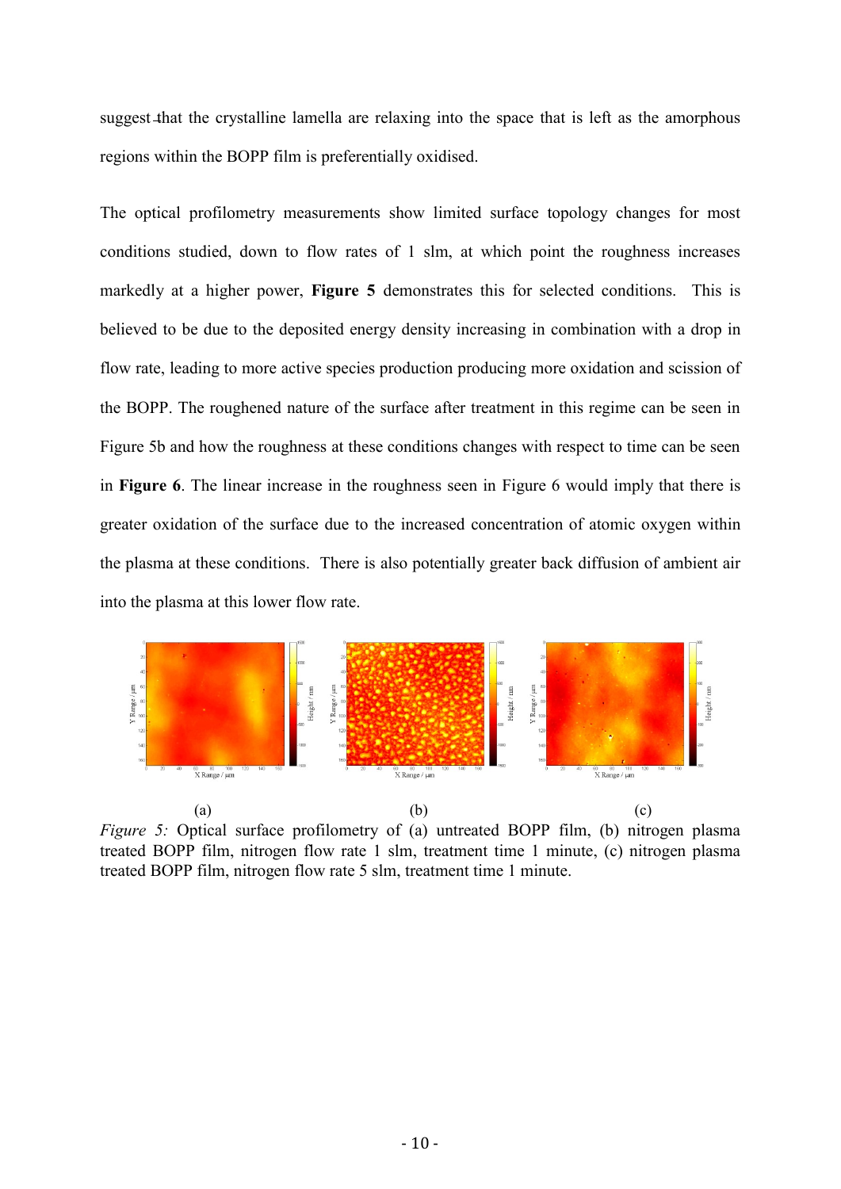suggest that the crystalline lamella are relaxing into the space that is left as the amorphous regions within the BOPP film is preferentially oxidised.

The optical profilometry measurements show limited surface topology changes for most conditions studied, down to flow rates of 1 slm, at which point the roughness increases markedly at a higher power, **Figure 5** demonstrates this for selected conditions. This is believed to be due to the deposited energy density increasing in combination with a drop in flow rate, leading to more active species production producing more oxidation and scission of the BOPP. The roughened nature of the surface after treatment in this regime can be seen in Figure 5b and how the roughness at these conditions changes with respect to time can be seen in **Figure 6**. The linear increase in the roughness seen in Figure 6 would imply that there is greater oxidation of the surface due to the increased concentration of atomic oxygen within the plasma at these conditions. There is also potentially greater back diffusion of ambient air into the plasma at this lower flow rate.

(a) (b) (c)

*Figure 5:* Optical surface profilometry of (a) untreated BOPP film, (b) nitrogen plasma treated BOPP film, nitrogen flow rate 1 slm, treatment time 1 minute, (c) nitrogen plasma treated BOPP film, nitrogen flow rate 5 slm, treatment time 1 minute.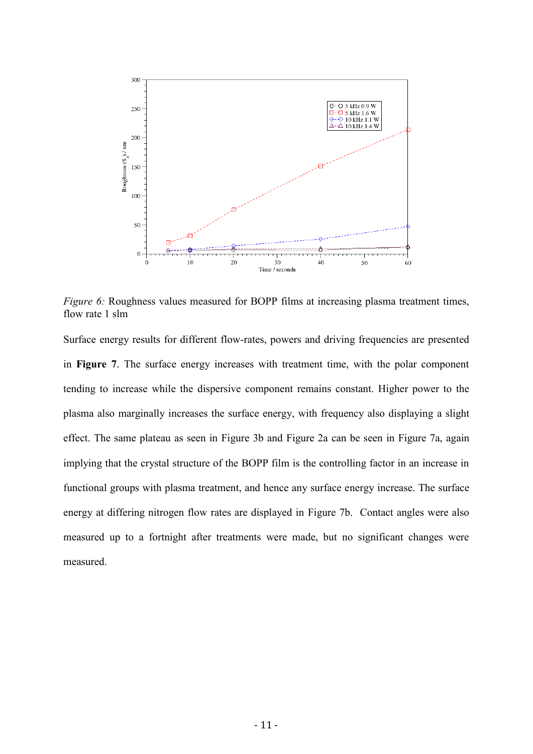*Figure 6:* Roughness values measured for BOPP films at increasing plasma treatment times, flow rate 1 slm

Surface energy results for different flow-rates, powers and driving frequencies are presented in **Figure 7**. The surface energy increases with treatment time, with the polar component tending to increase while the dispersive component remains constant. Higher power to the plasma also marginally increases the surface energy, with frequency also displaying a slight effect. The same plateau as seen in Figure 3b and Figure 2a can be seen in Figure 7a, again implying that the crystal structure of the BOPP film is the controlling factor in an increase in functional groups with plasma treatment, and hence any surface energy increase. The surface energy at differing nitrogen flow rates are displayed in Figure 7b. Contact angles were also measured up to a fortnight after treatments were made, but no significant changes were measured.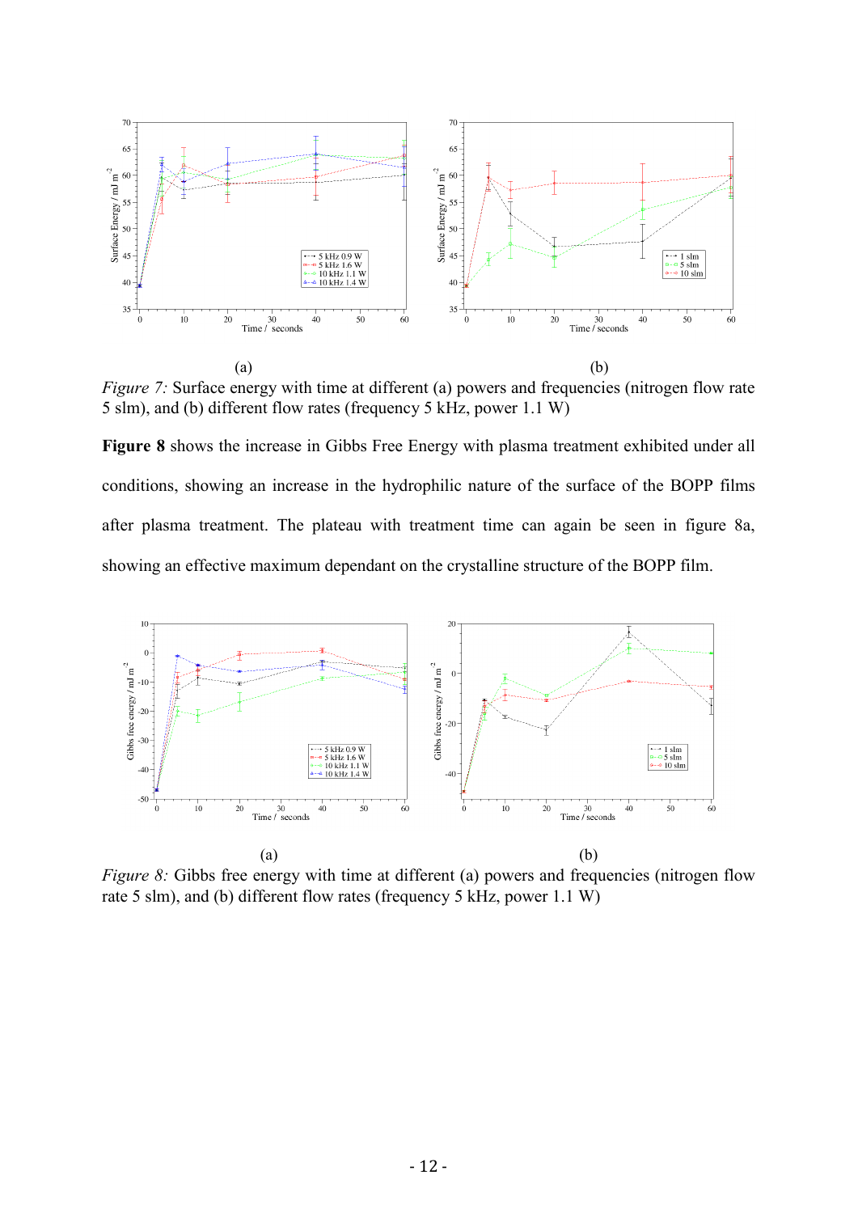(a) (b)

*Figure 7:* Surface energy with time at different (a) powers and frequencies (nitrogen flow rate 5 slm), and (b) different flow rates (frequency 5 kHz, power 1.1 W)

**Figure 8** shows the increase in Gibbs Free Energy with plasma treatment exhibited under all conditions, showing an increase in the hydrophilic nature of the surface of the BOPP films after plasma treatment. The plateau with treatment time can again be seen in figure 8a, showing an effective maximum dependant on the crystalline structure of the BOPP film.

(a) (b)

*Figure 8:* Gibbs free energy with time at different (a) powers and frequencies (nitrogen flow rate 5 slm), and (b) different flow rates (frequency 5 kHz, power 1.1 W)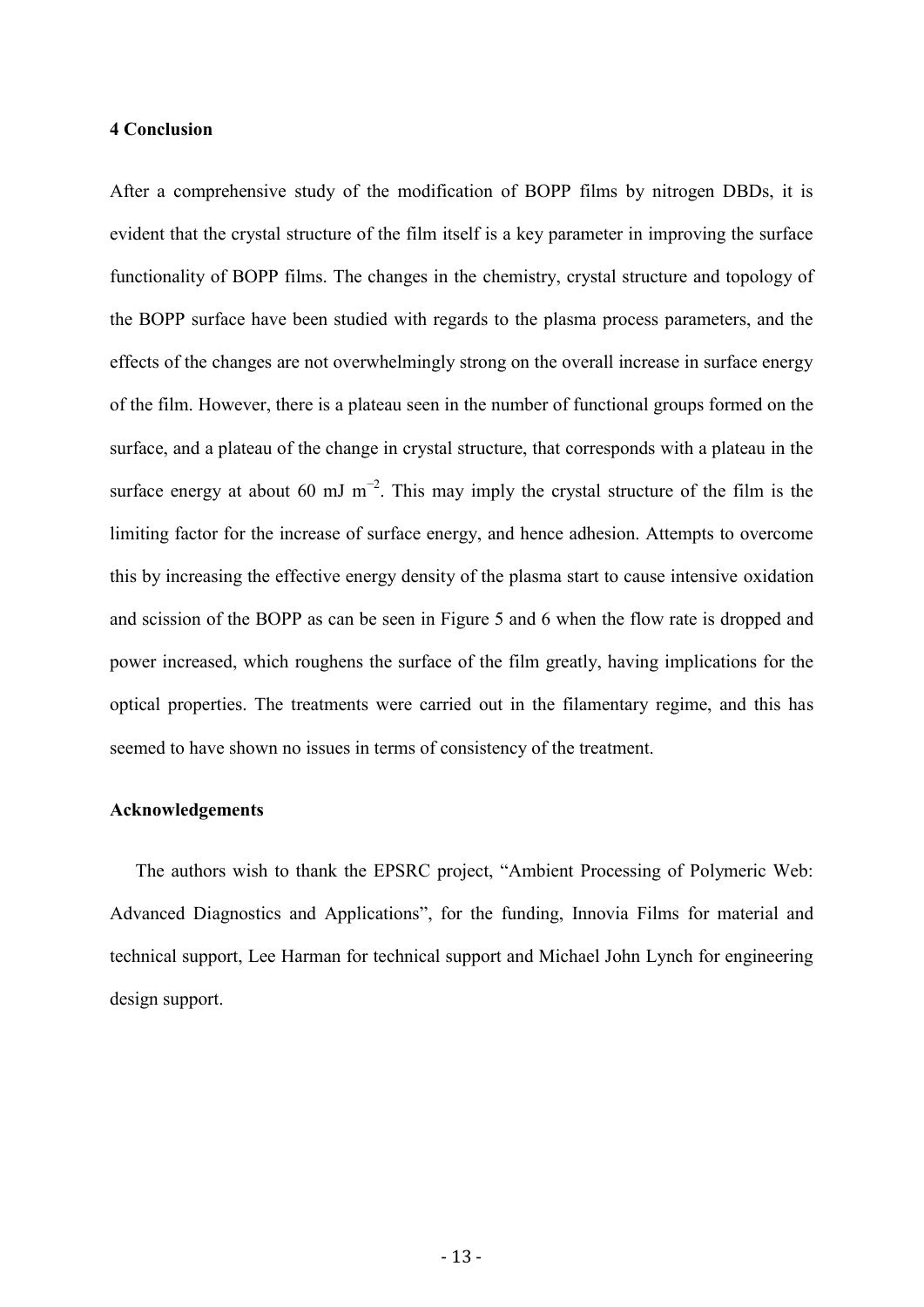## 4 Conclusion

After a comprehensive study of the modification of BOPP films by nitrogen DBDs, it is evident that the crystal structure of the film itself is a key parameter in improving the surface functionality of BOPP films. The changes in the chemistry, crystal structure and topology of the BOPP surface have been studied with regards to the plasma process parameters, and the effects of the changes are not overwhelmingly strong on the overall increase in surface energy of the film. However, there is a plateau seen in the number of functional groups formed on the surface, and a plateau of the change in crystal structure, that corresponds with a plateau in the surface energy at about 60 mJ $m^{-2}$. This may imply the crystal structure of the film is the limiting factor for the increase of surface energy, and hence adhesion. Attempts to overcome this by increasing the effective energy density of the plasma start to cause intensive oxidation and scission of the BOPP as can be seen in Figure 5 and 6 when the flow rate is dropped and power increased, which roughens the surface of the film greatly, having implications for the optical properties. The treatments were carried out in the filamentary regime, and this has seemed to have shown no issues in terms of consistency of the treatment.

## Acknowledgements

The authors wish to thank the EPSRC project, "Ambient Processing of Polymeric Web: Advanced Diagnostics and Applications", for the funding, Innovia Films for material and technical support, Lee Harman for technical support and Michael John Lynch for engineering design support.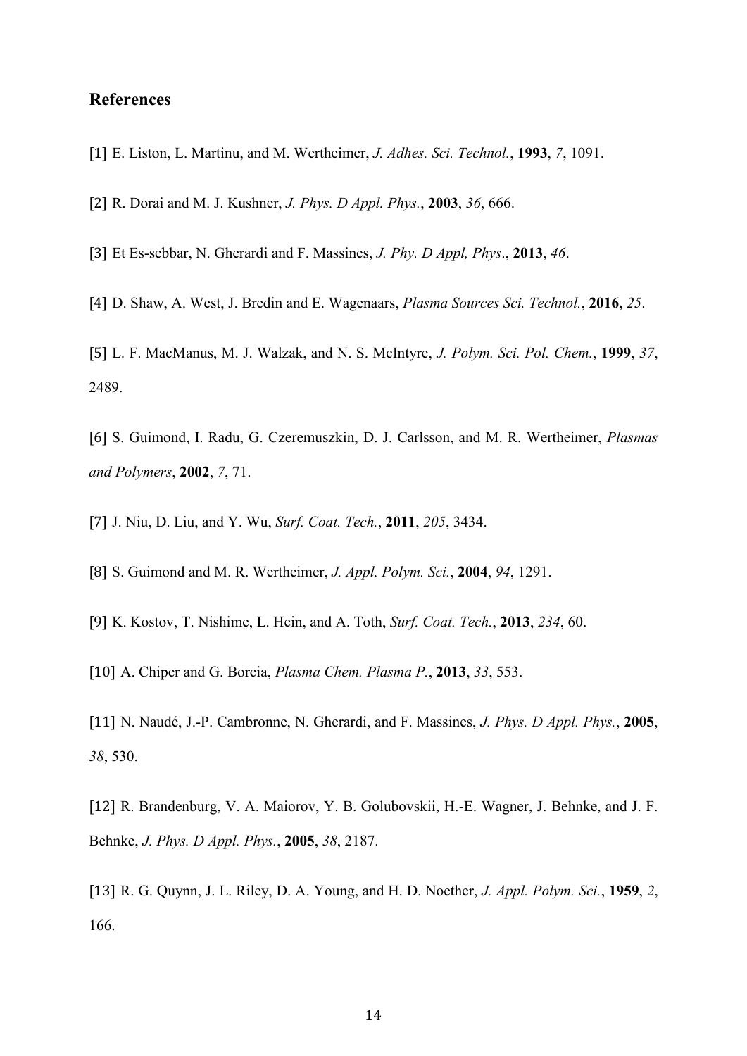## References

[1] E. Liston, L. Martinu, and M. Wertheimer, *J. Adhes. Sci. Technol.*, **1993**, *7*, 1091.

[2] R. Dorai and M. J. Kushner, *J. Phys. D Appl. Phys.*, **2003**, *36*, 666.

[3] Et Es-sebbar, N. Gherardi and F. Massines, *J. Phy. D Appl, Phys*., **2013**, *46*.

[4] D. Shaw, A. West, J. Bredin and E. Wagenaars, *Plasma Sources Sci. Technol.*, **2016,** *25*.

[5] L. F. MacManus, M. J. Walzak, and N. S. McIntyre, *J. Polym. Sci. Pol. Chem.*, **1999**, *37*, 2489.

[6] S. Guimond, I. Radu, G. Czeremuszkin, D. J. Carlsson, and M. R. Wertheimer, *Plasmas and Polymers*, **2002**, *7*, 71.

[7] J. Niu, D. Liu, and Y. Wu, *Surf. Coat. Tech.*, **2011**, *205*, 3434.

[8] S. Guimond and M. R. Wertheimer, *J. Appl. Polym. Sci.*, **2004**, *94*, 1291.

[9] K. Kostov, T. Nishime, L. Hein, and A. Toth, *Surf. Coat. Tech.*, **2013**, *234*, 60.

[10] A. Chiper and G. Borcia, *Plasma Chem. Plasma P.*, **2013**, *33*, 553.

[11] N. Naudé, J.-P. Cambronne, N. Gherardi, and F. Massines, *J. Phys. D Appl. Phys.*, **2005**, *38*, 530.

[12] R. Brandenburg, V. A. Maiorov, Y. B. Golubovskii, H.-E. Wagner, J. Behnke, and J. F. Behnke, *J. Phys. D Appl. Phys.*, **2005**, *38*, 2187.

[13] R. G. Quynn, J. L. Riley, D. A. Young, and H. D. Noether, *J. Appl. Polym. Sci.*, **1959**, *2*, 166.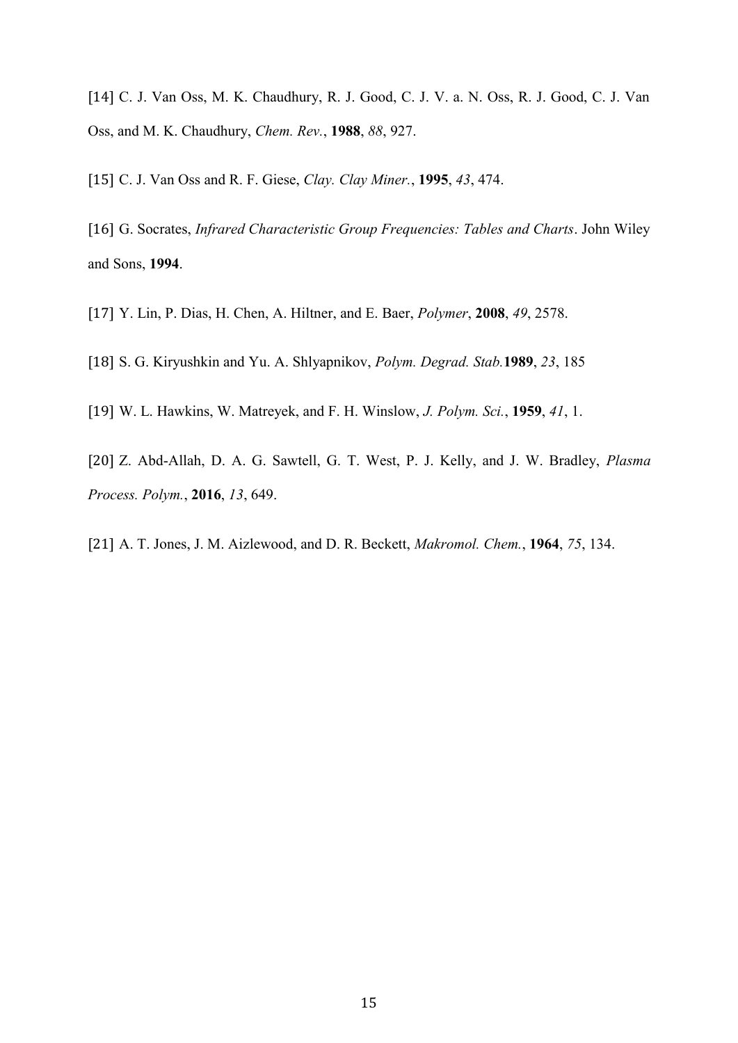[14] C. J. Van Oss, M. K. Chaudhury, R. J. Good, C. J. V. a. N. Oss, R. J. Good, C. J. Van Oss, and M. K. Chaudhury, *Chem. Rev.*, **1988**, *88*, 927.

[15] C. J. Van Oss and R. F. Giese, *Clay. Clay Miner.*, **1995**, *43*, 474.

[16] G. Socrates, *Infrared Characteristic Group Frequencies: Tables and Charts*. John Wiley and Sons, **1994**.

[17] Y. Lin, P. Dias, H. Chen, A. Hiltner, and E. Baer, *Polymer*, **2008**, *49*, 2578.

[18] S. G. Kiryushkin and Yu. A. Shlyapnikov, *Polym. Degrad. Stab.***1989**, *23*, 185

[19] W. L. Hawkins, W. Matreyek, and F. H. Winslow, *J. Polym. Sci.*, **1959**, *41*, 1.

[20] Z. Abd-Allah, D. A. G. Sawtell, G. T. West, P. J. Kelly, and J. W. Bradley, *Plasma Process. Polym.*, **2016**, *13*, 649.

[21] A. T. Jones, J. M. Aizlewood, and D. R. Beckett, *Makromol. Chem.*, **1964**, *75*, 134.